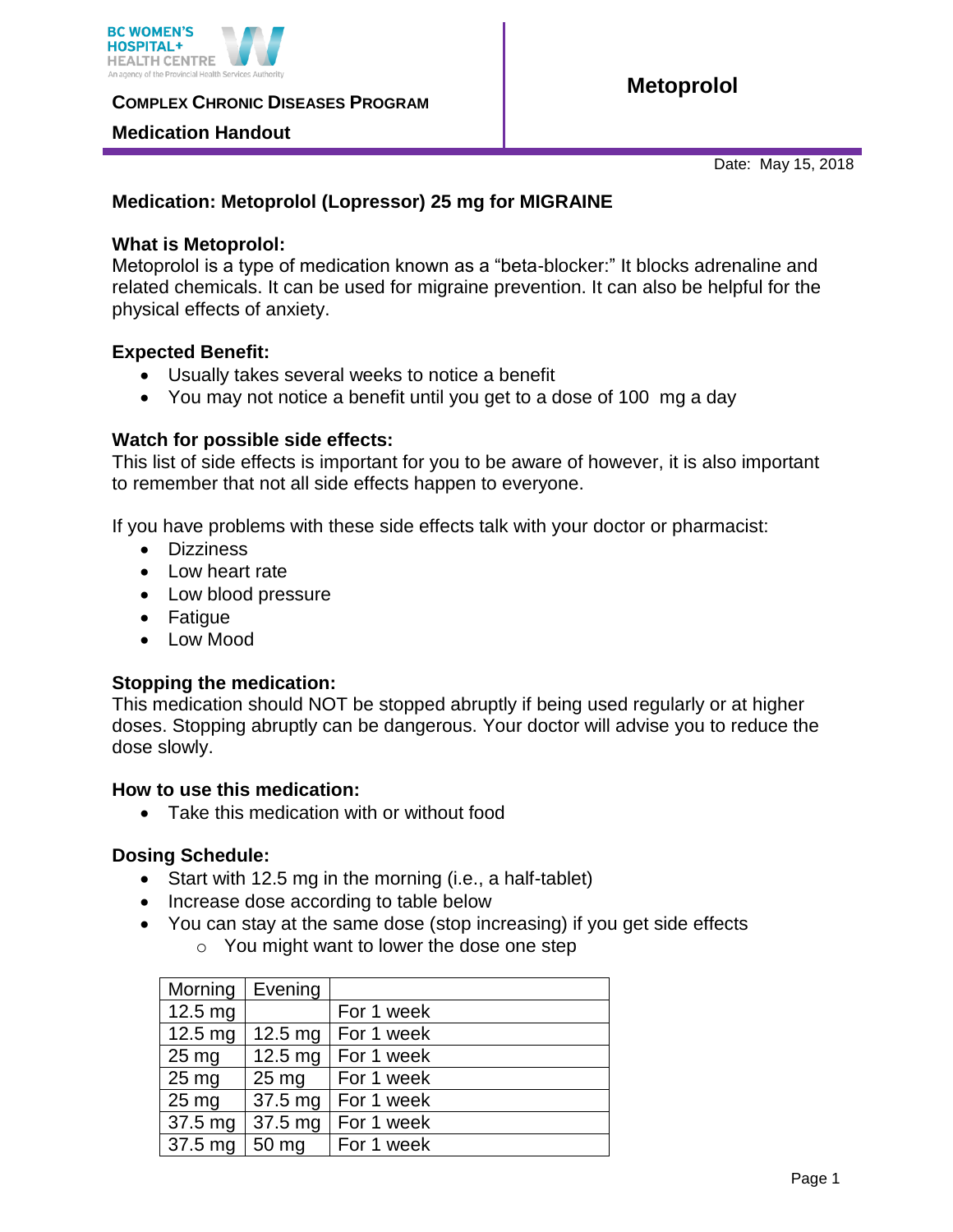BC WOMEN'S HOSPITAL+ HEALTH CENTRE
An agency of the Provincial Health Services Authority

**COMPLEX CHRONIC DISEASES PROGRAM**

**Medication Handout**

# Metoprolol

Date: May 15, 2018

## Medication: Metoprolol (Lopressor) 25 mg for MIGRAINE

### What is Metoprolol:

Metoprolol is a type of medication known as a "beta-blocker:" It blocks adrenaline and related chemicals. It can be used for migraine prevention. It can also be helpful for the physical effects of anxiety.

### Expected Benefit:

- Usually takes several weeks to notice a benefit
- You may not notice a benefit until you get to a dose of 100 mg a day

### Watch for possible side effects:

This list of side effects is important for you to be aware of however, it is also important to remember that not all side effects happen to everyone.

If you have problems with these side effects talk with your doctor or pharmacist:

- Dizziness
- Low heart rate
- Low blood pressure
- Fatigue
- Low Mood

### Stopping the medication:

This medication should NOT be stopped abruptly if being used regularly or at higher doses. Stopping abruptly can be dangerous. Your doctor will advise you to reduce the dose slowly.

### How to use this medication:

- Take this medication with or without food

### Dosing Schedule:

- Start with 12.5 mg in the morning (i.e., a half-tablet)
- Increase dose according to table below
- You can stay at the same dose (stop increasing) if you get side effects
  - You might want to lower the dose one step

| Morning | Evening | |
|---|---|---|
| 12.5 mg | | For 1 week |
| 12.5 mg | 12.5 mg | For 1 week |
| 25 mg | 12.5 mg | For 1 week |
| 25 mg | 25 mg | For 1 week |
| 25 mg | 37.5 mg | For 1 week |
| 37.5 mg | 37.5 mg | For 1 week |
| 37.5 mg | 50 mg | For 1 week |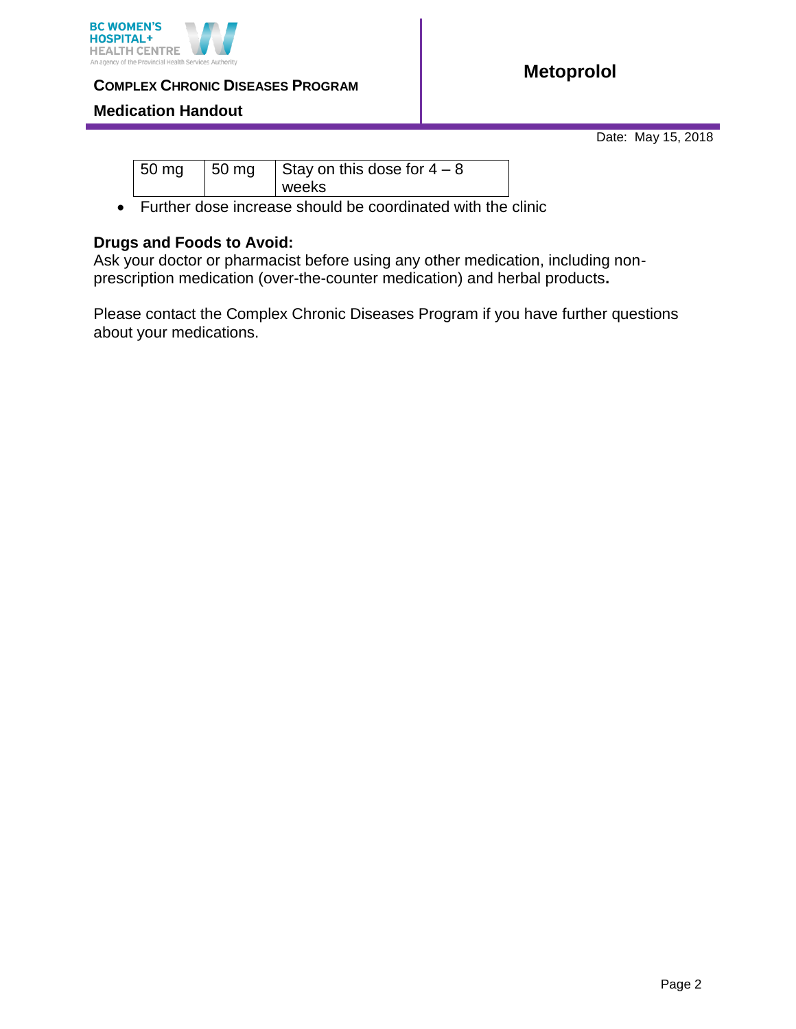| | | |
|---|---|---|
| 50 mg | 50 mg | Stay on this dose for 4 – 8 weeks |

- Further dose increase should be coordinated with the clinic

**Drugs and Foods to Avoid:**
Ask your doctor or pharmacist before using any other medication, including non-prescription medication (over-the-counter medication) and herbal products**.**

Please contact the Complex Chronic Diseases Program if you have further questions about your medications.